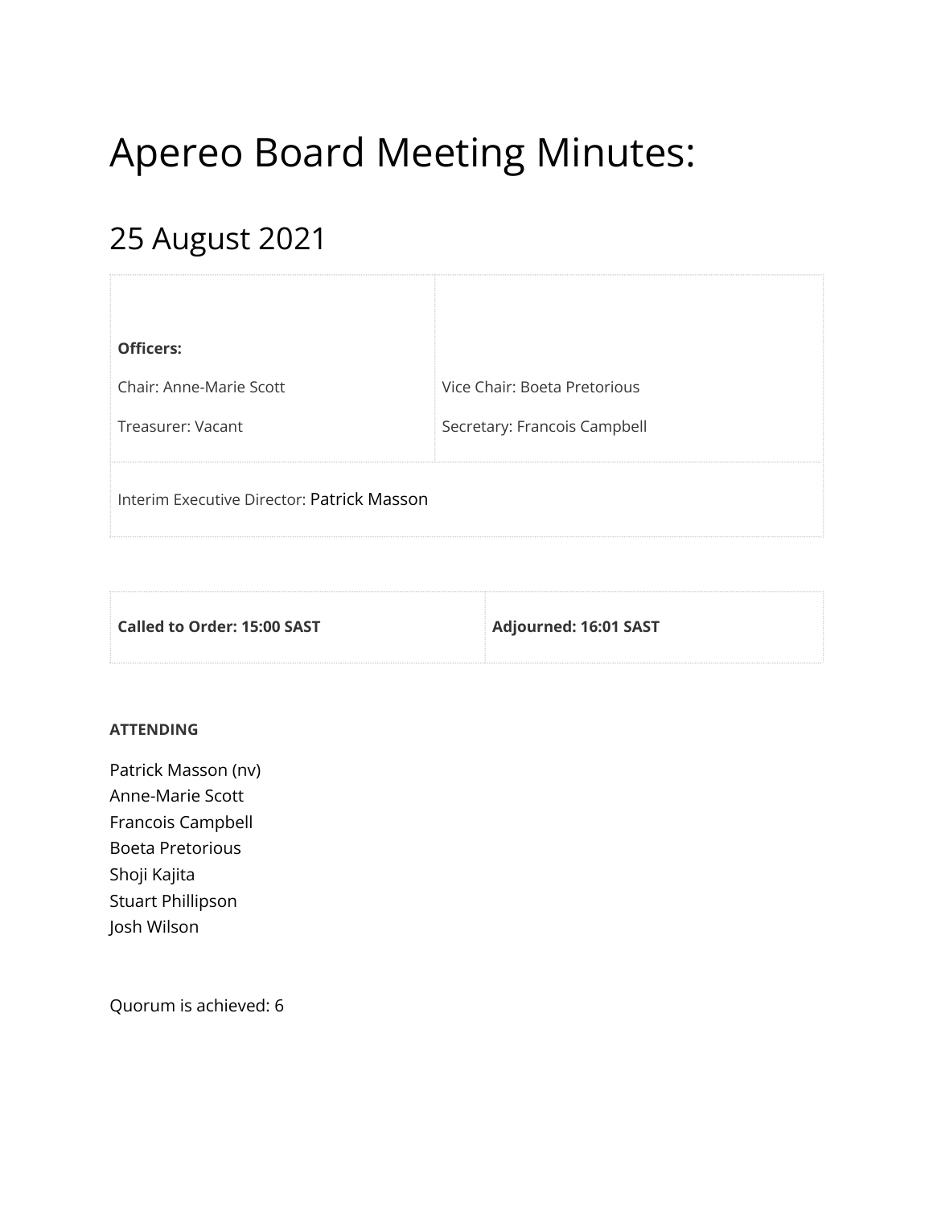# Apereo Board Meeting Minutes:

## 25 August 2021

| **Officers:** | |
|---|---|
| Chair: Anne-Marie Scott | Vice Chair: Boeta Pretorious |
| Treasurer: Vacant | Secretary: Francois Campbell |
| Interim Executive Director: Patrick Masson | |

| **Called to Order: 15:00 SAST** | **Adjourned: 16:01 SAST** |
|---|---|

**ATTENDING**

Patrick Masson (nv)
Anne-Marie Scott
Francois Campbell
Boeta Pretorious
Shoji Kajita
Stuart Phillipson
Josh Wilson

Quorum is achieved: 6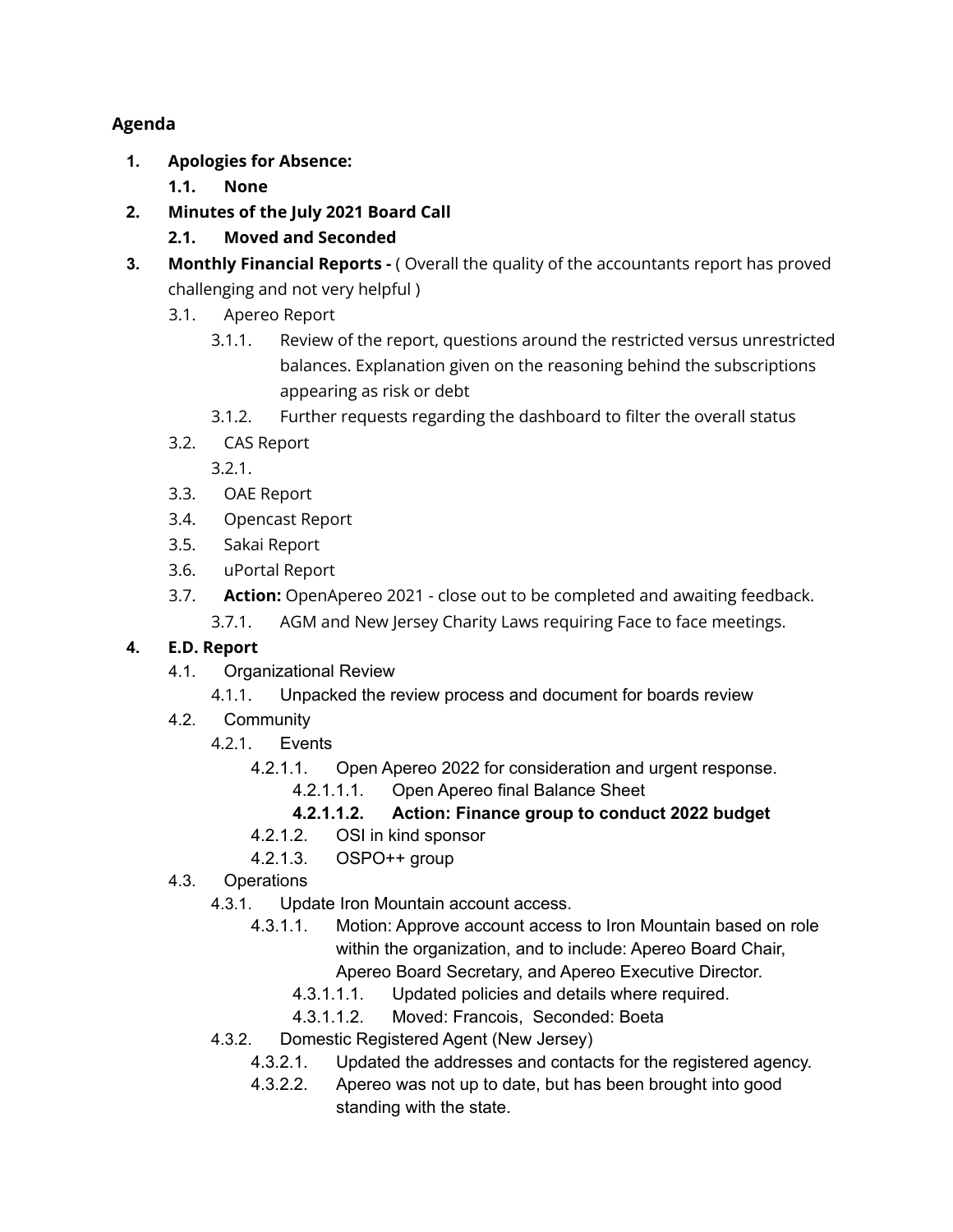**Agenda**

1. **Apologies for Absence:**
    1.1. **None**
2. **Minutes of the July 2021 Board Call**
    2.1. **Moved and Seconded**
3. **Monthly Financial Reports -** ( Overall the quality of the accountants report has proved challenging and not very helpful )
    3.1. Apereo Report
        3.1.1. Review of the report, questions around the restricted versus unrestricted balances. Explanation given on the reasoning behind the subscriptions appearing as risk or debt
        3.1.2. Further requests regarding the dashboard to filter the overall status
    3.2. CAS Report
        3.2.1.
    3.3. OAE Report
    3.4. Opencast Report
    3.5. Sakai Report
    3.6. uPortal Report
    3.7. **Action:** OpenApereo 2021 - close out to be completed and awaiting feedback.
        3.7.1. AGM and New Jersey Charity Laws requiring Face to face meetings.
4. **E.D. Report**
    4.1. Organizational Review
        4.1.1. Unpacked the review process and document for boards review
    4.2. Community
        4.2.1. Events
            4.2.1.1. Open Apereo 2022 for consideration and urgent response.
                4.2.1.1.1. Open Apereo final Balance Sheet
                **4.2.1.1.2. Action: Finance group to conduct 2022 budget**
            4.2.1.2. OSI in kind sponsor
            4.2.1.3. OSPO++ group
    4.3. Operations
        4.3.1. Update Iron Mountain account access.
            4.3.1.1. Motion: Approve account access to Iron Mountain based on role within the organization, and to include: Apereo Board Chair, Apereo Board Secretary, and Apereo Executive Director.
                4.3.1.1.1. Updated policies and details where required.
                4.3.1.1.2. Moved: Francois, Seconded: Boeta
        4.3.2. Domestic Registered Agent (New Jersey)
            4.3.2.1. Updated the addresses and contacts for the registered agency.
            4.3.2.2. Apereo was not up to date, but has been brought into good standing with the state.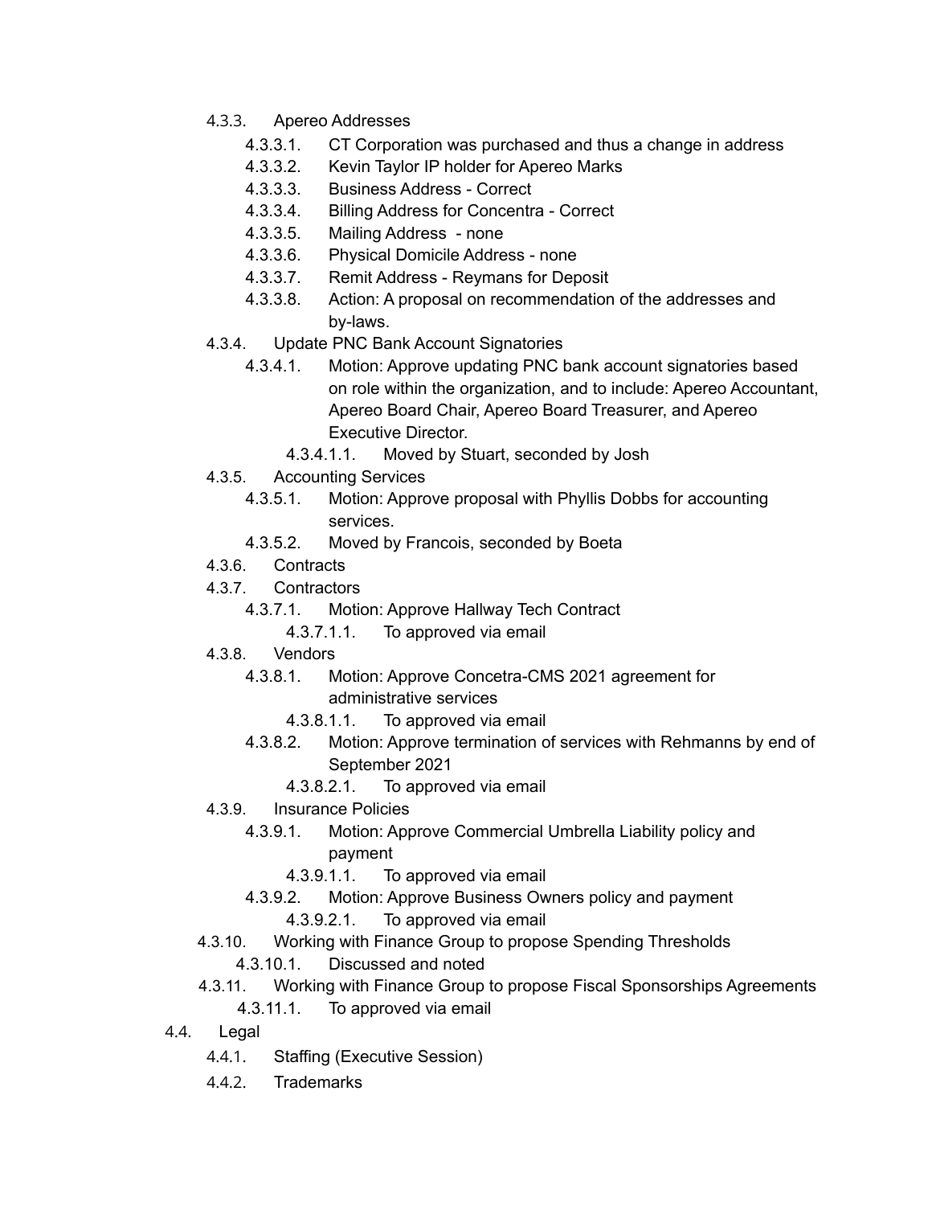- 4.3.3. Apereo Addresses
  - 4.3.3.1. CT Corporation was purchased and thus a change in address
  - 4.3.3.2. Kevin Taylor IP holder for Apereo Marks
  - 4.3.3.3. Business Address - Correct
  - 4.3.3.4. Billing Address for Concentra - Correct
  - 4.3.3.5. Mailing Address - none
  - 4.3.3.6. Physical Domicile Address - none
  - 4.3.3.7. Remit Address - Reymans for Deposit
  - 4.3.3.8. Action: A proposal on recommendation of the addresses and by-laws.
- 4.3.4. Update PNC Bank Account Signatories
  - 4.3.4.1. Motion: Approve updating PNC bank account signatories based on role within the organization, and to include: Apereo Accountant, Apereo Board Chair, Apereo Board Treasurer, and Apereo Executive Director.
    - 4.3.4.1.1. Moved by Stuart, seconded by Josh
- 4.3.5. Accounting Services
  - 4.3.5.1. Motion: Approve proposal with Phyllis Dobbs for accounting services.
  - 4.3.5.2. Moved by Francois, seconded by Boeta
- 4.3.6. Contracts
- 4.3.7. Contractors
  - 4.3.7.1. Motion: Approve Hallway Tech Contract
    - 4.3.7.1.1. To approved via email
- 4.3.8. Vendors
  - 4.3.8.1. Motion: Approve Concetra-CMS 2021 agreement for administrative services
    - 4.3.8.1.1. To approved via email
  - 4.3.8.2. Motion: Approve termination of services with Rehmanns by end of September 2021
    - 4.3.8.2.1. To approved via email
- 4.3.9. Insurance Policies
  - 4.3.9.1. Motion: Approve Commercial Umbrella Liability policy and payment
    - 4.3.9.1.1. To approved via email
  - 4.3.9.2. Motion: Approve Business Owners policy and payment
    - 4.3.9.2.1. To approved via email
- 4.3.10. Working with Finance Group to propose Spending Thresholds
  - 4.3.10.1. Discussed and noted
- 4.3.11. Working with Finance Group to propose Fiscal Sponsorships Agreements
  - 4.3.11.1. To approved via email

4.4. Legal

- 4.4.1. Staffing (Executive Session)
- 4.4.2. Trademarks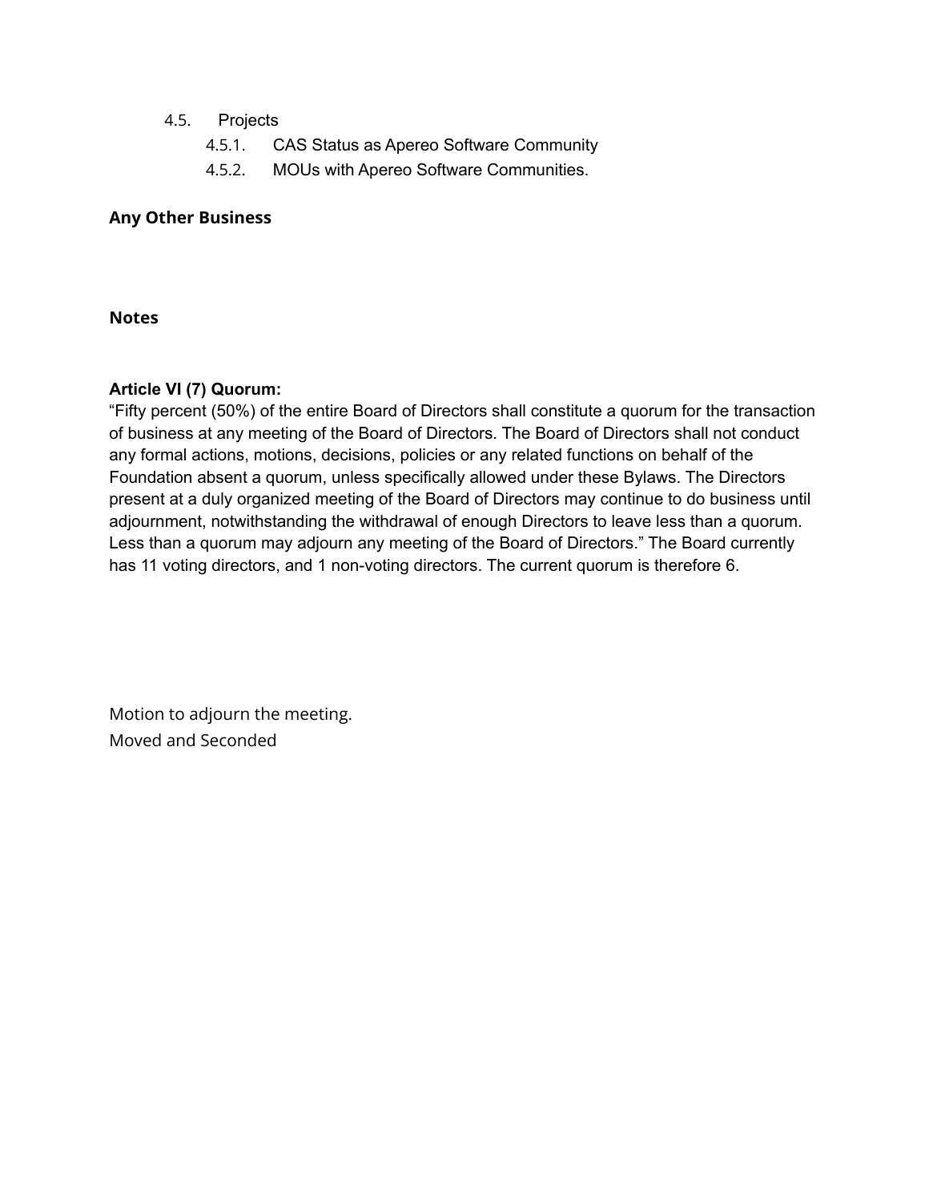4.5. Projects
   4.5.1. CAS Status as Apereo Software Community
   4.5.2. MOUs with Apereo Software Communities.

**Any Other Business**

**Notes**

**Article VI (7) Quorum:**
“Fifty percent (50%) of the entire Board of Directors shall constitute a quorum for the transaction of business at any meeting of the Board of Directors. The Board of Directors shall not conduct any formal actions, motions, decisions, policies or any related functions on behalf of the Foundation absent a quorum, unless specifically allowed under these Bylaws. The Directors present at a duly organized meeting of the Board of Directors may continue to do business until adjournment, notwithstanding the withdrawal of enough Directors to leave less than a quorum. Less than a quorum may adjourn any meeting of the Board of Directors.” The Board currently has 11 voting directors, and 1 non-voting directors. The current quorum is therefore 6.

Motion to adjourn the meeting.
Moved and Seconded